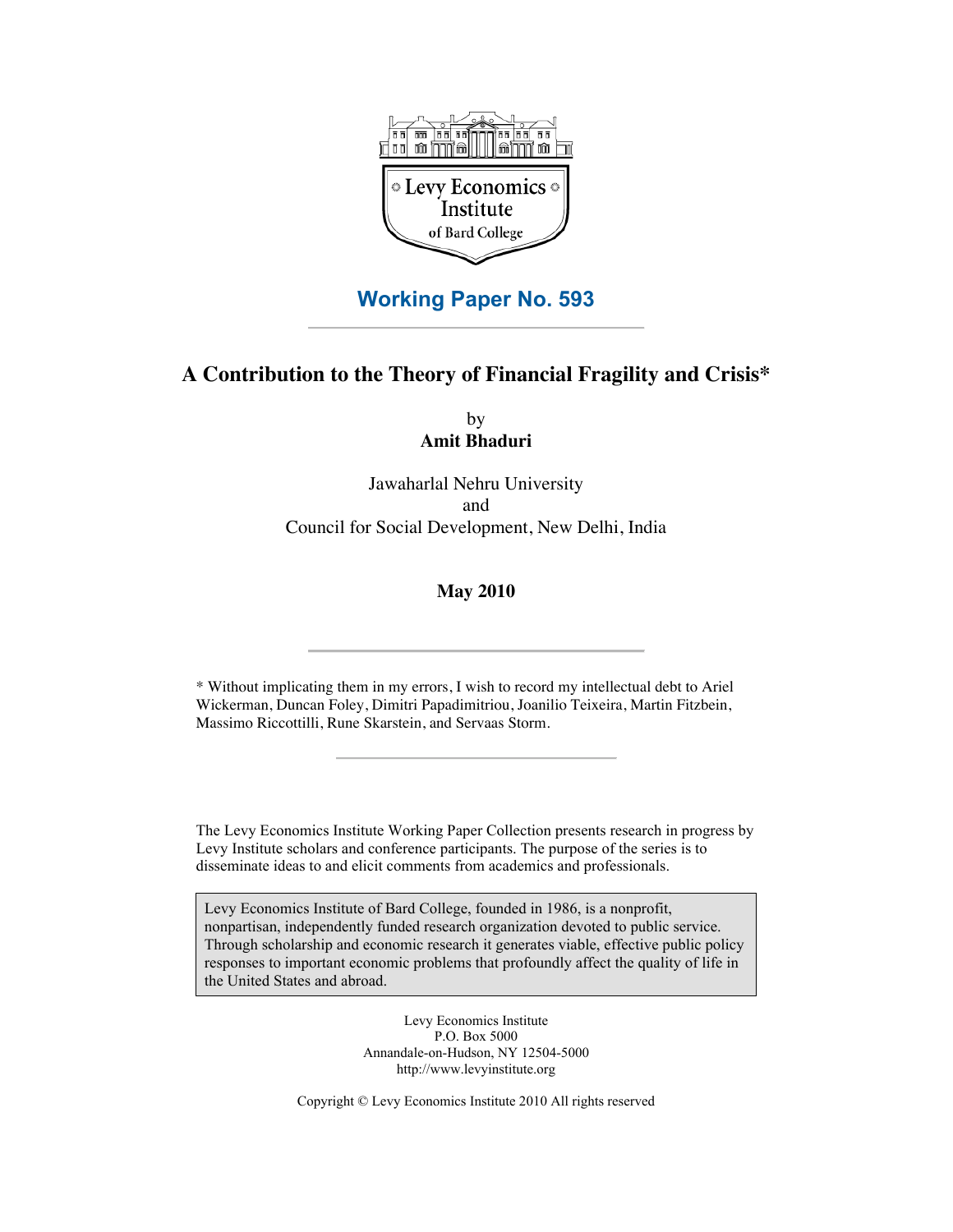Levy Economics Institute of Bard College

## Working Paper No. 593

# A Contribution to the Theory of Financial Fragility and Crisis*

by
**Amit Bhaduri**

Jawaharlal Nehru University
and
Council for Social Development, New Delhi, India

**May 2010**

* Without implicating them in my errors, I wish to record my intellectual debt to Ariel Wickerman, Duncan Foley, Dimitri Papadimitriou, Joanilio Teixeira, Martin Fitzbein, Massimo Riccottilli, Rune Skarstein, and Servaas Storm.

The Levy Economics Institute Working Paper Collection presents research in progress by Levy Institute scholars and conference participants. The purpose of the series is to disseminate ideas to and elicit comments from academics and professionals.

Levy Economics Institute of Bard College, founded in 1986, is a nonprofit, nonpartisan, independently funded research organization devoted to public service. Through scholarship and economic research it generates viable, effective public policy responses to important economic problems that profoundly affect the quality of life in the United States and abroad.

Levy Economics Institute
P.O. Box 5000
Annandale-on-Hudson, NY 12504-5000
http://www.levyinstitute.org

Copyright © Levy Economics Institute 2010 All rights reserved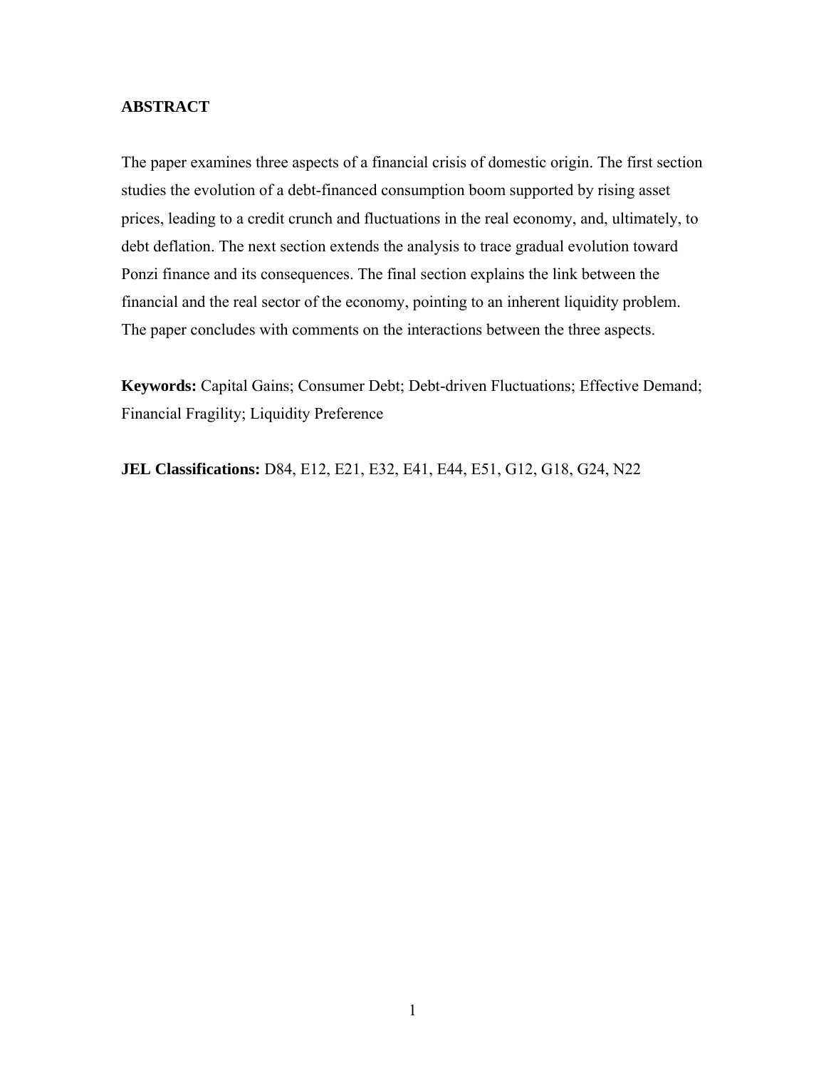## ABSTRACT

The paper examines three aspects of a financial crisis of domestic origin. The first section studies the evolution of a debt-financed consumption boom supported by rising asset prices, leading to a credit crunch and fluctuations in the real economy, and, ultimately, to debt deflation. The next section extends the analysis to trace gradual evolution toward Ponzi finance and its consequences. The final section explains the link between the financial and the real sector of the economy, pointing to an inherent liquidity problem. The paper concludes with comments on the interactions between the three aspects.

**Keywords:** Capital Gains; Consumer Debt; Debt-driven Fluctuations; Effective Demand; Financial Fragility; Liquidity Preference

**JEL Classifications:** D84, E12, E21, E32, E41, E44, E51, G12, G18, G24, N22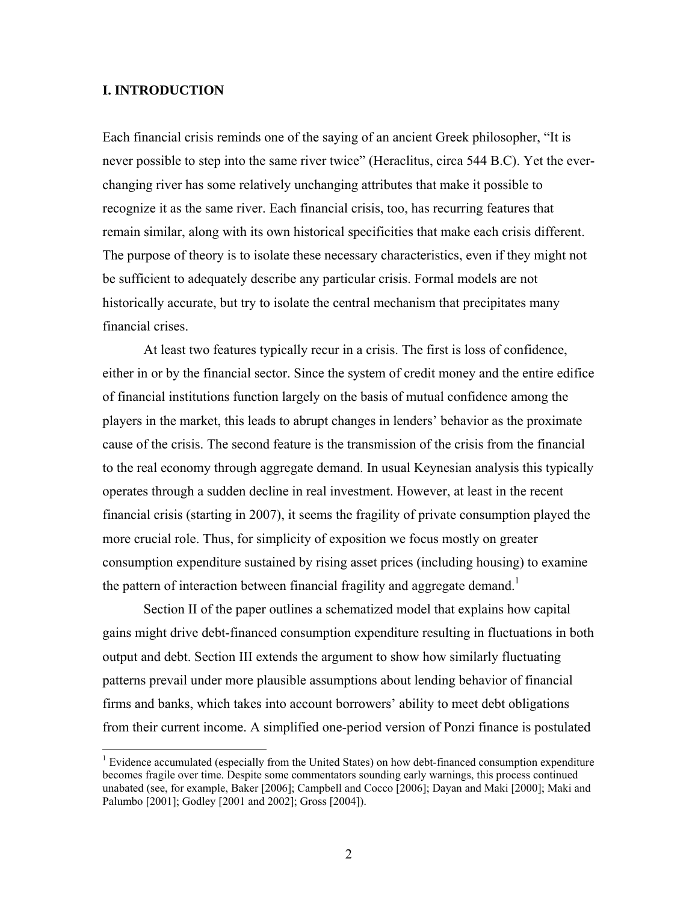## I. INTRODUCTION

Each financial crisis reminds one of the saying of an ancient Greek philosopher, "It is never possible to step into the same river twice" (Heraclitus, circa 544 B.C). Yet the ever-changing river has some relatively unchanging attributes that make it possible to recognize it as the same river. Each financial crisis, too, has recurring features that remain similar, along with its own historical specificities that make each crisis different. The purpose of theory is to isolate these necessary characteristics, even if they might not be sufficient to adequately describe any particular crisis. Formal models are not historically accurate, but try to isolate the central mechanism that precipitates many financial crises.

At least two features typically recur in a crisis. The first is loss of confidence, either in or by the financial sector. Since the system of credit money and the entire edifice of financial institutions function largely on the basis of mutual confidence among the players in the market, this leads to abrupt changes in lenders' behavior as the proximate cause of the crisis. The second feature is the transmission of the crisis from the financial to the real economy through aggregate demand. In usual Keynesian analysis this typically operates through a sudden decline in real investment. However, at least in the recent financial crisis (starting in 2007), it seems the fragility of private consumption played the more crucial role. Thus, for simplicity of exposition we focus mostly on greater consumption expenditure sustained by rising asset prices (including housing) to examine the pattern of interaction between financial fragility and aggregate demand.[1]

Section II of the paper outlines a schematized model that explains how capital gains might drive debt-financed consumption expenditure resulting in fluctuations in both output and debt. Section III extends the argument to show how similarly fluctuating patterns prevail under more plausible assumptions about lending behavior of financial firms and banks, which takes into account borrowers' ability to meet debt obligations from their current income. A simplified one-period version of Ponzi finance is postulated

[1] Evidence accumulated (especially from the United States) on how debt-financed consumption expenditure becomes fragile over time. Despite some commentators sounding early warnings, this process continued unabated (see, for example, Baker [2006]; Campbell and Cocco [2006]; Dayan and Maki [2000]; Maki and Palumbo [2001]; Godley [2001 and 2002]; Gross [2004]).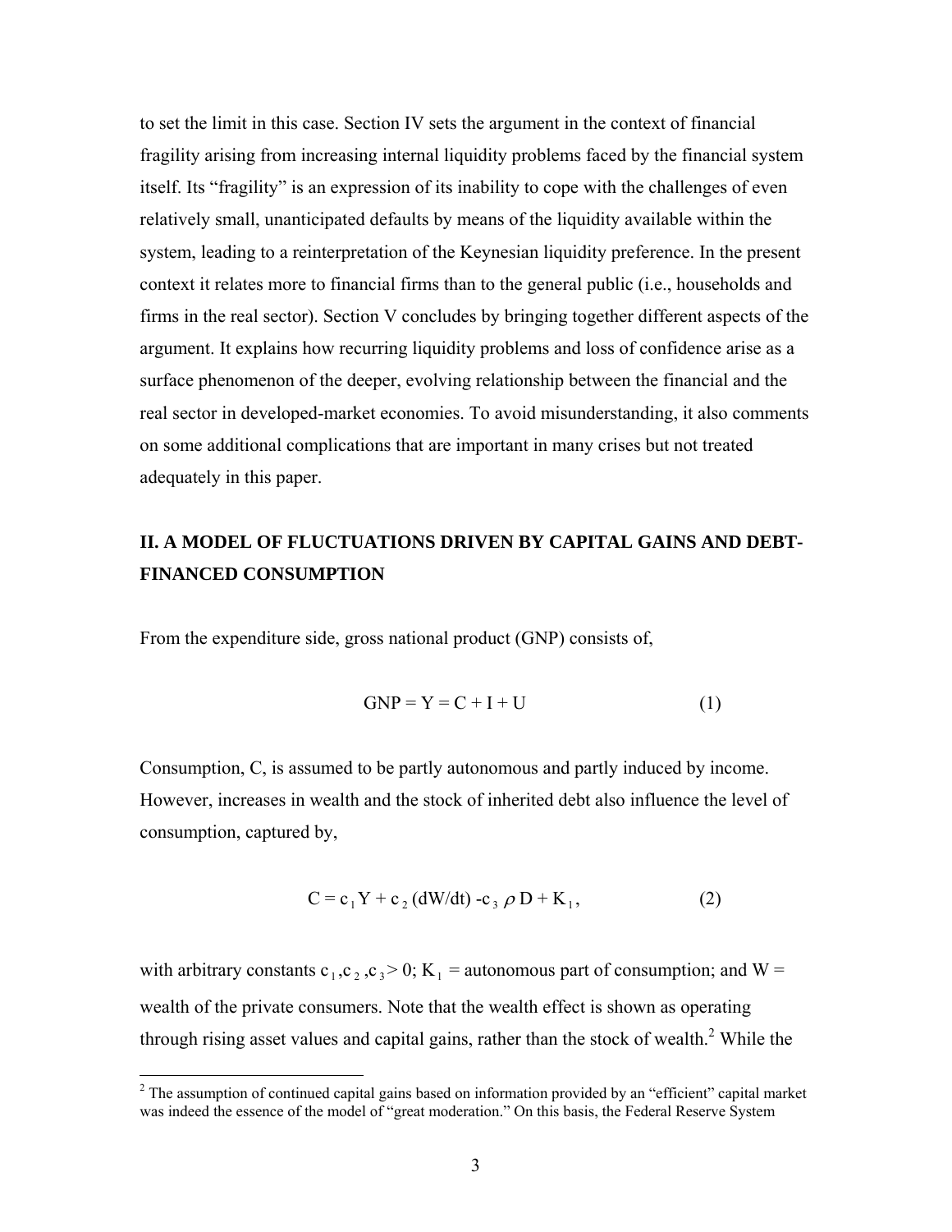to set the limit in this case. Section IV sets the argument in the context of financial fragility arising from increasing internal liquidity problems faced by the financial system itself. Its "fragility" is an expression of its inability to cope with the challenges of even relatively small, unanticipated defaults by means of the liquidity available within the system, leading to a reinterpretation of the Keynesian liquidity preference. In the present context it relates more to financial firms than to the general public (i.e., households and firms in the real sector). Section V concludes by bringing together different aspects of the argument. It explains how recurring liquidity problems and loss of confidence arise as a surface phenomenon of the deeper, evolving relationship between the financial and the real sector in developed-market economies. To avoid misunderstanding, it also comments on some additional complications that are important in many crises but not treated adequately in this paper.

## II. A MODEL OF FLUCTUATIONS DRIVEN BY CAPITAL GAINS AND DEBT-FINANCED CONSUMPTION

From the expenditure side, gross national product (GNP) consists of,

$$\text{GNP} = Y = C + I + U \qquad (1)$$

Consumption, C, is assumed to be partly autonomous and partly induced by income. However, increases in wealth and the stock of inherited debt also influence the level of consumption, captured by,

$$C = c_1 Y + c_2 (dW/dt) - c_3 \rho D + K_1, \qquad (2)$$

with arbitrary constants $c_1, c_2, c_3 > 0$; $K_1$ = autonomous part of consumption; and W = wealth of the private consumers. Note that the wealth effect is shown as operating through rising asset values and capital gains, rather than the stock of wealth.[2] While the

[2] The assumption of continued capital gains based on information provided by an "efficient" capital market was indeed the essence of the model of "great moderation." On this basis, the Federal Reserve System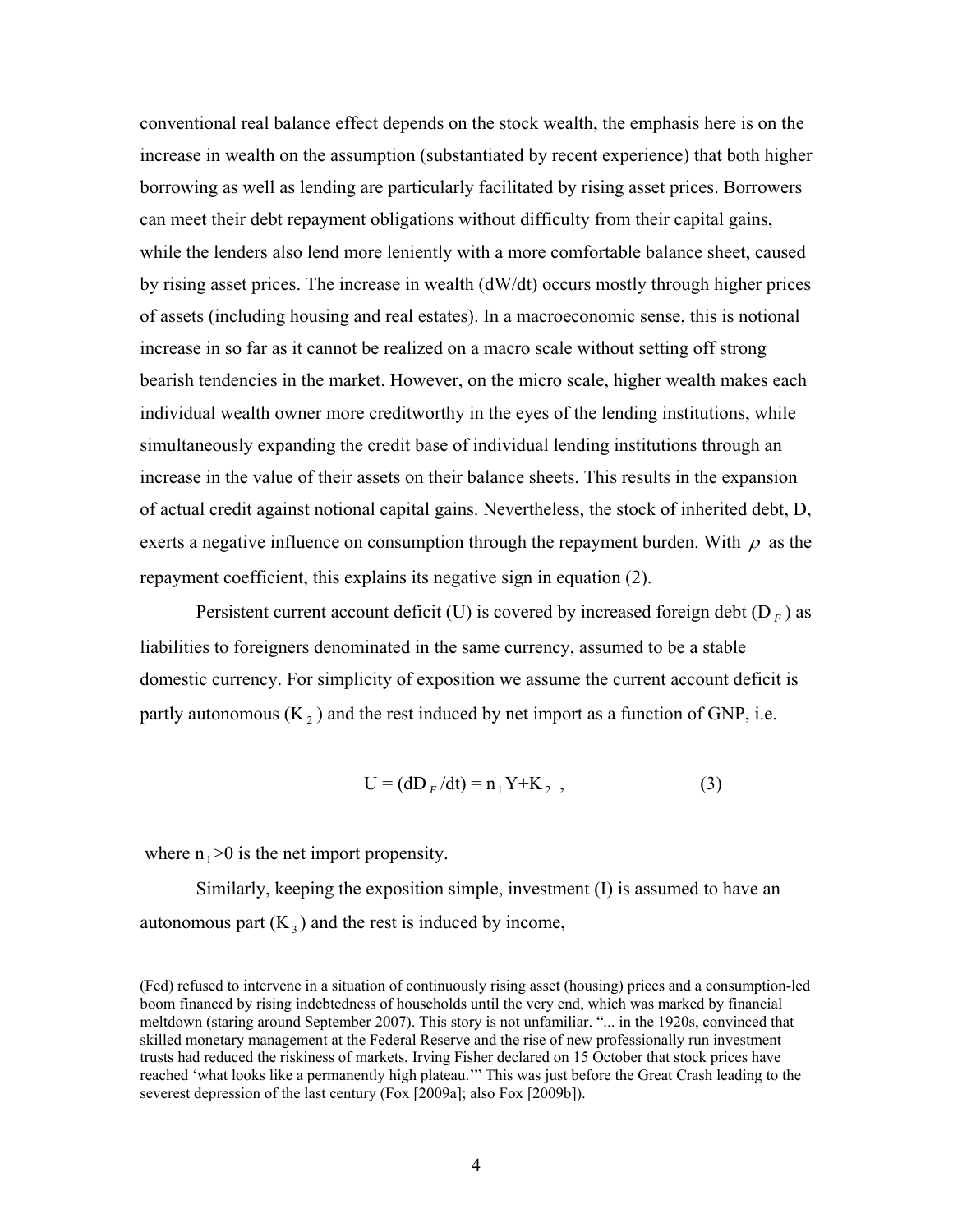conventional real balance effect depends on the stock wealth, the emphasis here is on the increase in wealth on the assumption (substantiated by recent experience) that both higher borrowing as well as lending are particularly facilitated by rising asset prices. Borrowers can meet their debt repayment obligations without difficulty from their capital gains, while the lenders also lend more leniently with a more comfortable balance sheet, caused by rising asset prices. The increase in wealth (dW/dt) occurs mostly through higher prices of assets (including housing and real estates). In a macroeconomic sense, this is notional increase in so far as it cannot be realized on a macro scale without setting off strong bearish tendencies in the market. However, on the micro scale, higher wealth makes each individual wealth owner more creditworthy in the eyes of the lending institutions, while simultaneously expanding the credit base of individual lending institutions through an increase in the value of their assets on their balance sheets. This results in the expansion of actual credit against notional capital gains. Nevertheless, the stock of inherited debt, D, exerts a negative influence on consumption through the repayment burden. With $\rho$ as the repayment coefficient, this explains its negative sign in equation (2).

Persistent current account deficit (U) is covered by increased foreign debt ($D_F$) as liabilities to foreigners denominated in the same currency, assumed to be a stable domestic currency. For simplicity of exposition we assume the current account deficit is partly autonomous ($K_2$) and the rest induced by net import as a function of GNP, i.e.

$$U = (dD_F/dt) = n_1 Y + K_2 \, , \qquad (3)$$

where $n_1 > 0$ is the net import propensity.

Similarly, keeping the exposition simple, investment (I) is assumed to have an autonomous part ($K_3$) and the rest is induced by income,

---

(Fed) refused to intervene in a situation of continuously rising asset (housing) prices and a consumption-led boom financed by rising indebtedness of households until the very end, which was marked by financial meltdown (staring around September 2007). This story is not unfamiliar. "... in the 1920s, convinced that skilled monetary management at the Federal Reserve and the rise of new professionally run investment trusts had reduced the riskiness of markets, Irving Fisher declared on 15 October that stock prices have reached 'what looks like a permanently high plateau.'" This was just before the Great Crash leading to the severest depression of the last century (Fox [2009a]; also Fox [2009b]).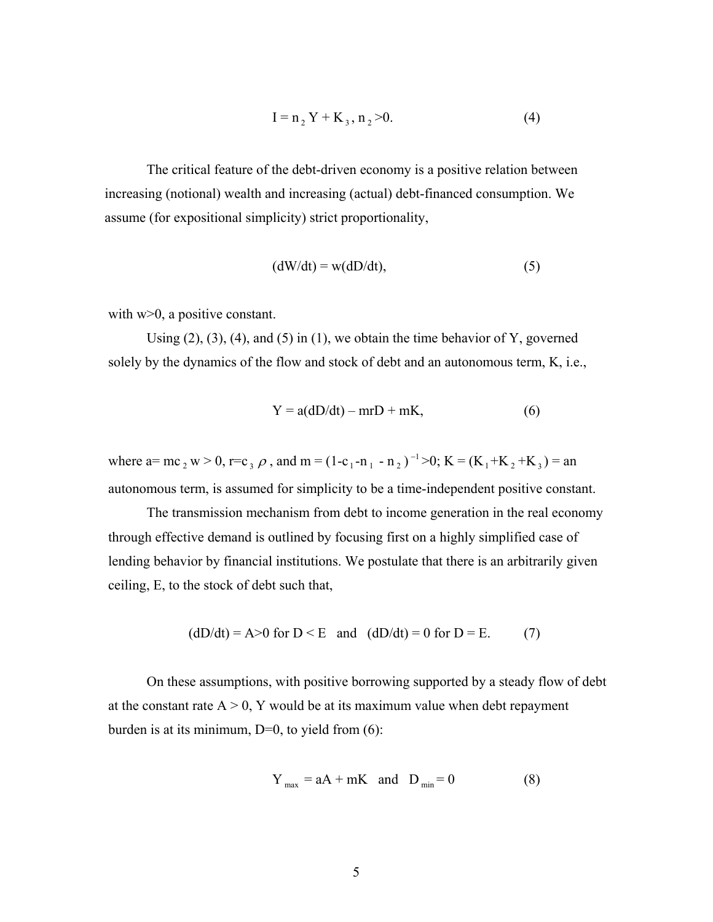$$I = n_2 Y + K_3, \; n_2 > 0. \qquad (4)$$

The critical feature of the debt-driven economy is a positive relation between increasing (notional) wealth and increasing (actual) debt-financed consumption. We assume (for expositional simplicity) strict proportionality,

$$(dW/dt) = w(dD/dt), \qquad (5)$$

with $w>0$, a positive constant.

Using (2), (3), (4), and (5) in (1), we obtain the time behavior of Y, governed solely by the dynamics of the flow and stock of debt and an autonomous term, K, i.e.,

$$Y = a(dD/dt) - mrD + mK, \qquad (6)$$

where $a = mc_2 w > 0$, $r = c_3 \rho$, and $m = (1 - c_1 - n_1 - n_2)^{-1} > 0$; $K = (K_1 + K_2 + K_3)$ = an autonomous term, is assumed for simplicity to be a time-independent positive constant.

The transmission mechanism from debt to income generation in the real economy through effective demand is outlined by focusing first on a highly simplified case of lending behavior by financial institutions. We postulate that there is an arbitrarily given ceiling, E, to the stock of debt such that,

$$(dD/dt) = A > 0 \text{ for } D < E \quad \text{and} \quad (dD/dt) = 0 \text{ for } D = E. \qquad (7)$$

On these assumptions, with positive borrowing supported by a steady flow of debt at the constant rate $A > 0$, Y would be at its maximum value when debt repayment burden is at its minimum, $D=0$, to yield from (6):

$$Y_{max} = aA + mK \quad \text{and} \quad D_{min} = 0 \qquad (8)$$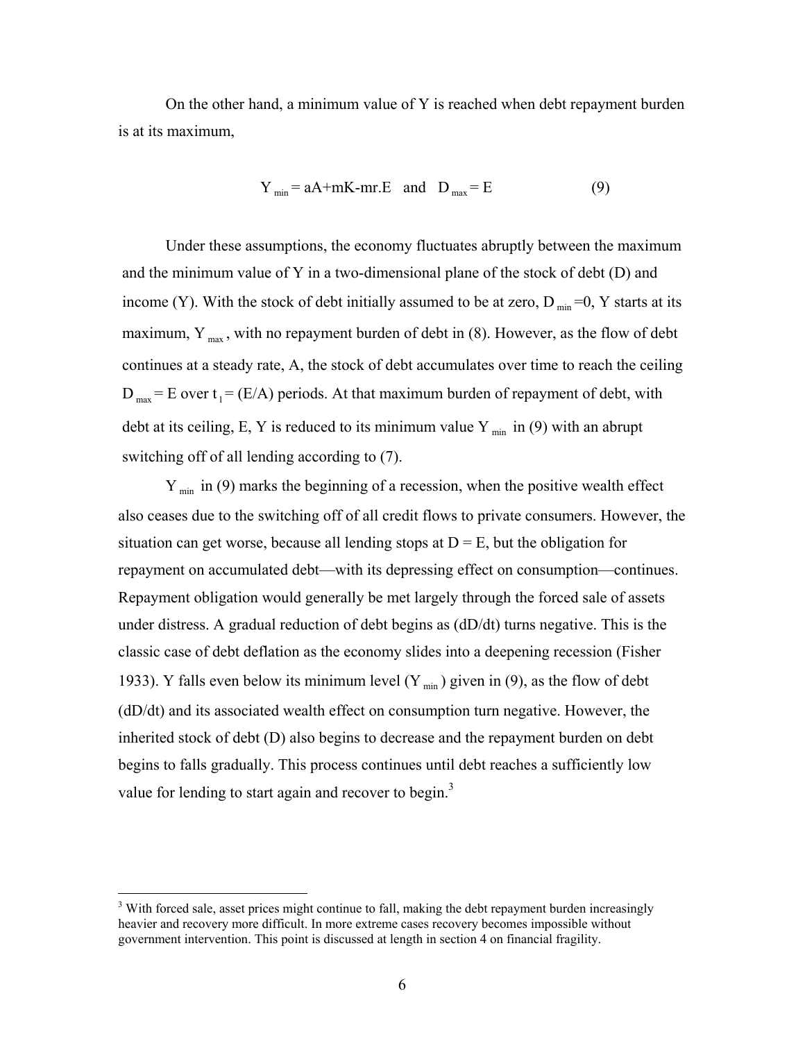On the other hand, a minimum value of Y is reached when debt repayment burden is at its maximum,

$$Y_{min} = aA + mK - mr.E \quad \text{and} \quad D_{max} = E \qquad (9)$$

Under these assumptions, the economy fluctuates abruptly between the maximum and the minimum value of Y in a two-dimensional plane of the stock of debt (D) and income (Y). With the stock of debt initially assumed to be at zero, $D_{min} = 0$, Y starts at its maximum, $Y_{max}$, with no repayment burden of debt in (8). However, as the flow of debt continues at a steady rate, A, the stock of debt accumulates over time to reach the ceiling $D_{max} = E$ over $t_1 = (E/A)$ periods. At that maximum burden of repayment of debt, with debt at its ceiling, E, Y is reduced to its minimum value $Y_{min}$ in (9) with an abrupt switching off of all lending according to (7).

$Y_{min}$ in (9) marks the beginning of a recession, when the positive wealth effect also ceases due to the switching off of all credit flows to private consumers. However, the situation can get worse, because all lending stops at D = E, but the obligation for repayment on accumulated debt—with its depressing effect on consumption—continues. Repayment obligation would generally be met largely through the forced sale of assets under distress. A gradual reduction of debt begins as (dD/dt) turns negative. This is the classic case of debt deflation as the economy slides into a deepening recession (Fisher 1933). Y falls even below its minimum level ($Y_{min}$) given in (9), as the flow of debt (dD/dt) and its associated wealth effect on consumption turn negative. However, the inherited stock of debt (D) also begins to decrease and the repayment burden on debt begins to falls gradually. This process continues until debt reaches a sufficiently low value for lending to start again and recover to begin.[3]

[3] With forced sale, asset prices might continue to fall, making the debt repayment burden increasingly heavier and recovery more difficult. In more extreme cases recovery becomes impossible without government intervention. This point is discussed at length in section 4 on financial fragility.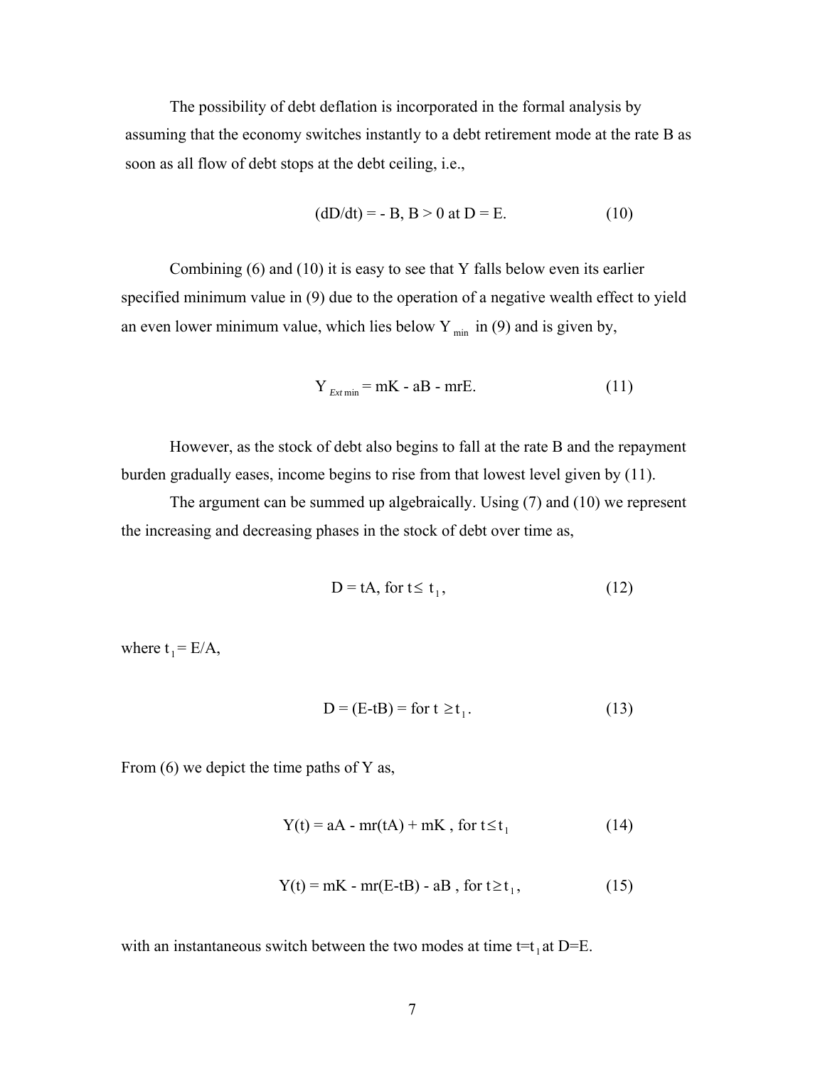The possibility of debt deflation is incorporated in the formal analysis by assuming that the economy switches instantly to a debt retirement mode at the rate B as soon as all flow of debt stops at the debt ceiling, i.e.,

$$(dD/dt) = - B, B > 0 \text{ at } D = E. \tag{10}$$

Combining (6) and (10) it is easy to see that Y falls below even its earlier specified minimum value in (9) due to the operation of a negative wealth effect to yield an even lower minimum value, which lies below $Y_{min}$ in (9) and is given by,

$$Y_{Ext\,min} = mK - aB - mrE. \tag{11}$$

However, as the stock of debt also begins to fall at the rate B and the repayment burden gradually eases, income begins to rise from that lowest level given by (11).

The argument can be summed up algebraically. Using (7) and (10) we represent the increasing and decreasing phases in the stock of debt over time as,

$$D = tA, \text{ for } t \leq t_1, \tag{12}$$

where $t_1 = E/A$,

$$D = (E\text{-}tB) = \text{ for } t \geq t_1. \tag{13}$$

From (6) we depict the time paths of Y as,

$$Y(t) = aA - mr(tA) + mK, \text{ for } t \leq t_1 \tag{14}$$

$$Y(t) = mK - mr(E\text{-}tB) - aB, \text{ for } t \geq t_1, \tag{15}$$

with an instantaneous switch between the two modes at time $t = t_1$ at D=E.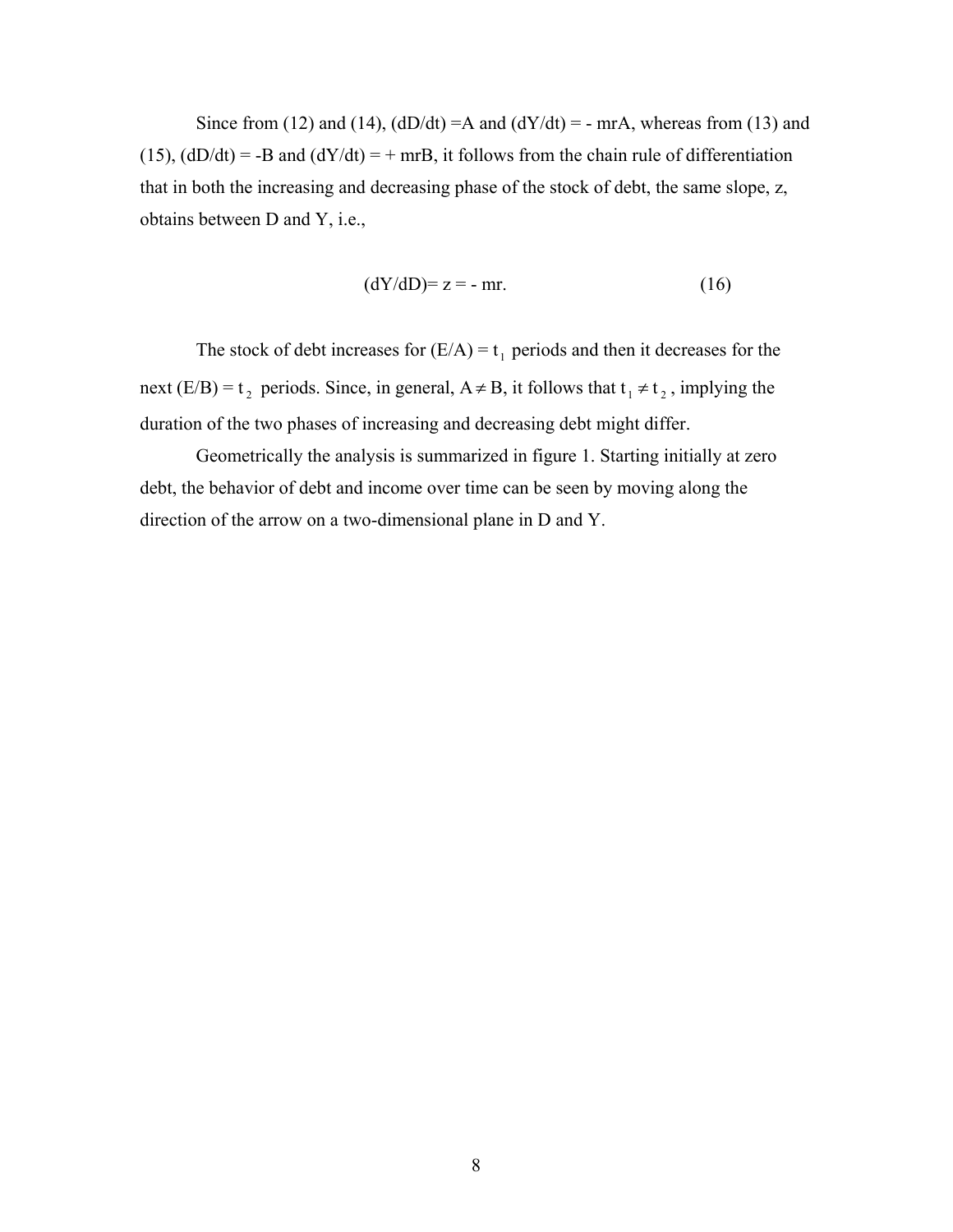Since from (12) and (14), $(dD/dt) = A$ and $(dY/dt) = - mrA$, whereas from (13) and (15), $(dD/dt) = -B$ and $(dY/dt) = + mrB$, it follows from the chain rule of differentiation that in both the increasing and decreasing phase of the stock of debt, the same slope, z, obtains between D and Y, i.e.,

$$(dY/dD) = z = - mr. \tag{16}$$

The stock of debt increases for $(E/A) = t_1$ periods and then it decreases for the next $(E/B) = t_2$ periods. Since, in general, $A \neq B$, it follows that $t_1 \neq t_2$, implying the duration of the two phases of increasing and decreasing debt might differ.

Geometrically the analysis is summarized in figure 1. Starting initially at zero debt, the behavior of debt and income over time can be seen by moving along the direction of the arrow on a two-dimensional plane in D and Y.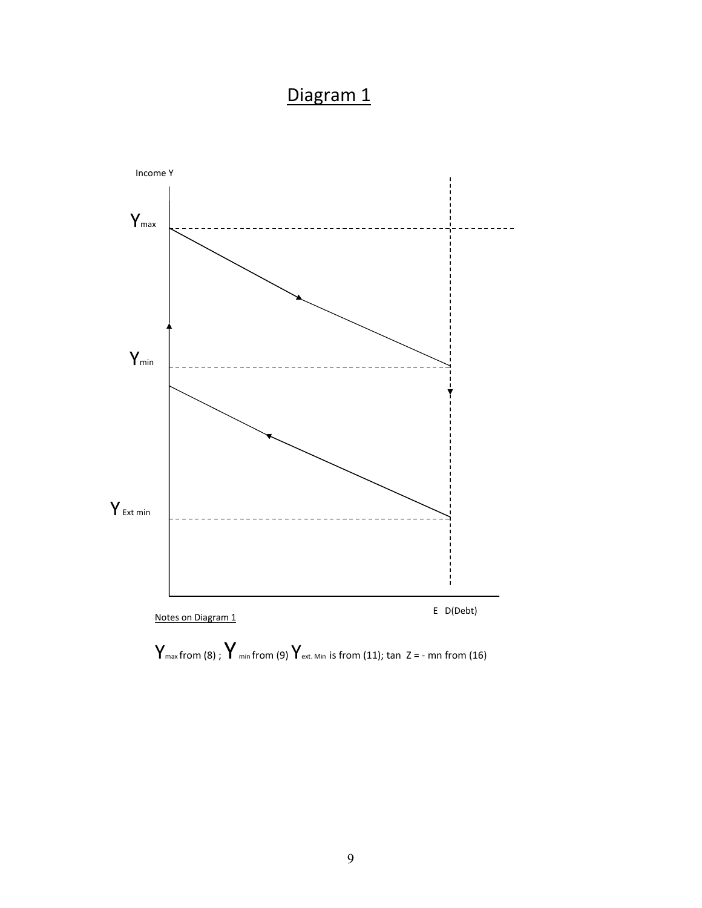## Diagram 1

Income Y

$Y_{max}$

$Y_{min}$

$Y_{Ext\ min}$

E D(Debt)

Notes on Diagram 1

$Y_{max}$ from (8) ; $Y_{min}$ from (9) $Y_{ext.\ Min}$ is from (11); tan Z = - mn from (16)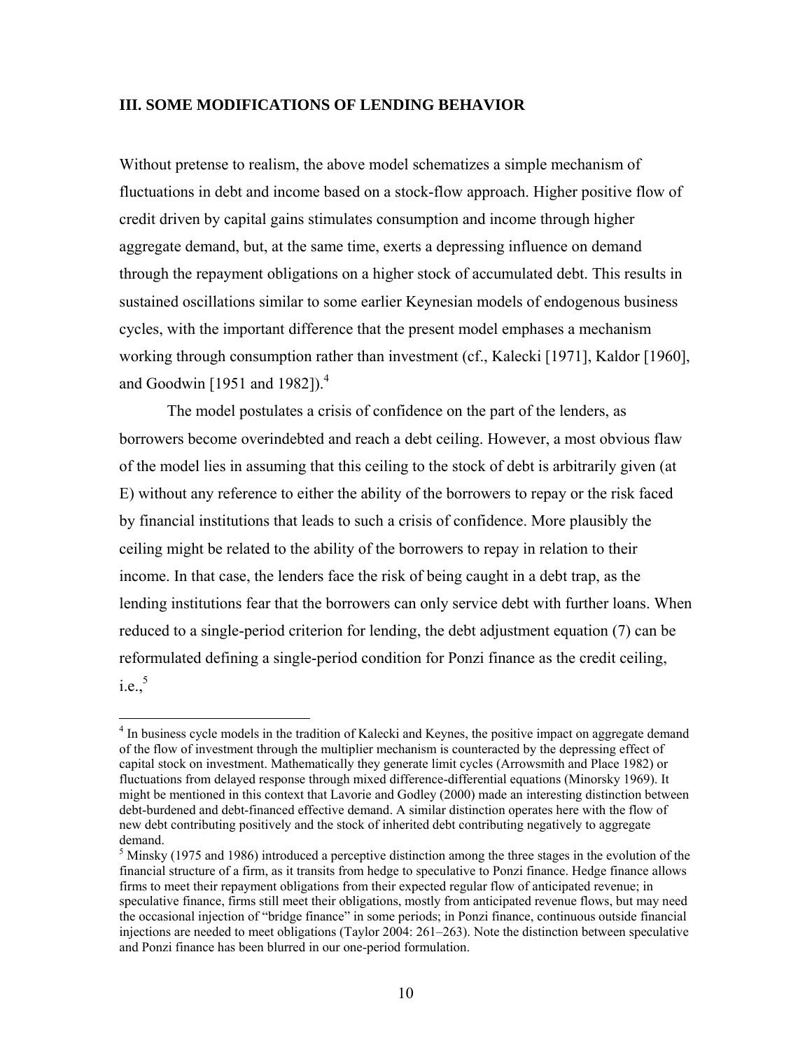### III. SOME MODIFICATIONS OF LENDING BEHAVIOR

Without pretense to realism, the above model schematizes a simple mechanism of fluctuations in debt and income based on a stock-flow approach. Higher positive flow of credit driven by capital gains stimulates consumption and income through higher aggregate demand, but, at the same time, exerts a depressing influence on demand through the repayment obligations on a higher stock of accumulated debt. This results in sustained oscillations similar to some earlier Keynesian models of endogenous business cycles, with the important difference that the present model emphases a mechanism working through consumption rather than investment (cf., Kalecki [1971], Kaldor [1960], and Goodwin [1951 and 1982]).[4]

The model postulates a crisis of confidence on the part of the lenders, as borrowers become overindebted and reach a debt ceiling. However, a most obvious flaw of the model lies in assuming that this ceiling to the stock of debt is arbitrarily given (at E) without any reference to either the ability of the borrowers to repay or the risk faced by financial institutions that leads to such a crisis of confidence. More plausibly the ceiling might be related to the ability of the borrowers to repay in relation to their income. In that case, the lenders face the risk of being caught in a debt trap, as the lending institutions fear that the borrowers can only service debt with further loans. When reduced to a single-period criterion for lending, the debt adjustment equation (7) can be reformulated defining a single-period condition for Ponzi finance as the credit ceiling, i.e.,[5]

---

[4] In business cycle models in the tradition of Kalecki and Keynes, the positive impact on aggregate demand of the flow of investment through the multiplier mechanism is counteracted by the depressing effect of capital stock on investment. Mathematically they generate limit cycles (Arrowsmith and Place 1982) or fluctuations from delayed response through mixed difference-differential equations (Minorsky 1969). It might be mentioned in this context that Lavorie and Godley (2000) made an interesting distinction between debt-burdened and debt-financed effective demand. A similar distinction operates here with the flow of new debt contributing positively and the stock of inherited debt contributing negatively to aggregate demand.

[5] Minsky (1975 and 1986) introduced a perceptive distinction among the three stages in the evolution of the financial structure of a firm, as it transits from hedge to speculative to Ponzi finance. Hedge finance allows firms to meet their repayment obligations from their expected regular flow of anticipated revenue; in speculative finance, firms still meet their obligations, mostly from anticipated revenue flows, but may need the occasional injection of "bridge finance" in some periods; in Ponzi finance, continuous outside financial injections are needed to meet obligations (Taylor 2004: 261–263). Note the distinction between speculative and Ponzi finance has been blurred in our one-period formulation.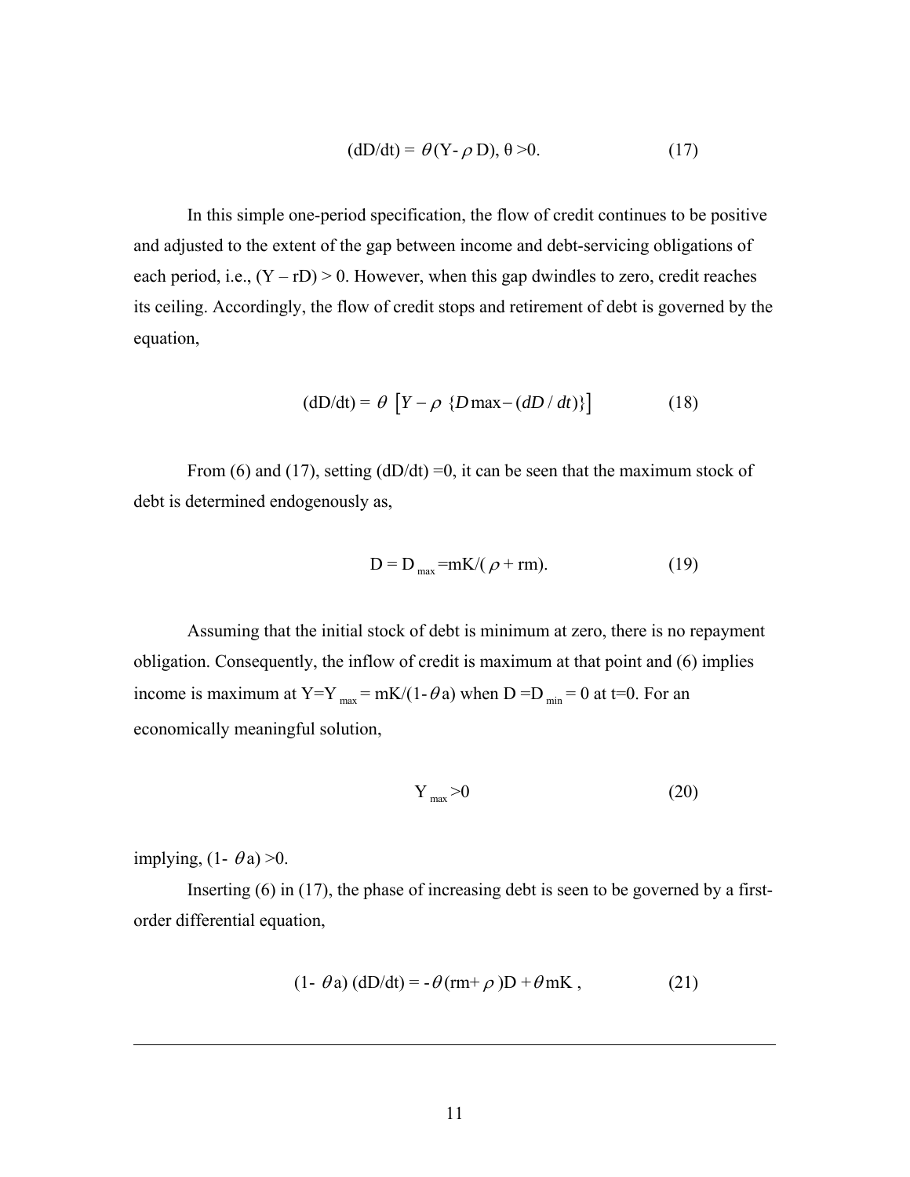$$(dD/dt) = \theta(Y - \rho D), \theta > 0. \tag{17}$$

In this simple one-period specification, the flow of credit continues to be positive and adjusted to the extent of the gap between income and debt-servicing obligations of each period, i.e., $(Y - rD) > 0$. However, when this gap dwindles to zero, credit reaches its ceiling. Accordingly, the flow of credit stops and retirement of debt is governed by the equation,

$$(dD/dt) = \theta \left[ Y - \rho \, \{ D\max - (dD/dt) \} \right] \tag{18}$$

From (6) and (17), setting $(dD/dt) = 0$, it can be seen that the maximum stock of debt is determined endogenously as,

$$D = D_{max} = mK/(\rho + rm). \tag{19}$$

Assuming that the initial stock of debt is minimum at zero, there is no repayment obligation. Consequently, the inflow of credit is maximum at that point and (6) implies income is maximum at $Y = Y_{max} = mK/(1 - \theta a)$ when $D = D_{min} = 0$ at $t=0$. For an economically meaningful solution,

$$Y_{max} > 0 \tag{20}$$

implying, $(1 - \theta a) > 0$.

Inserting (6) in (17), the phase of increasing debt is seen to be governed by a first-order differential equation,

$$(1 - \theta a)(dD/dt) = -\theta(rm + \rho)D + \theta mK, \tag{21}$$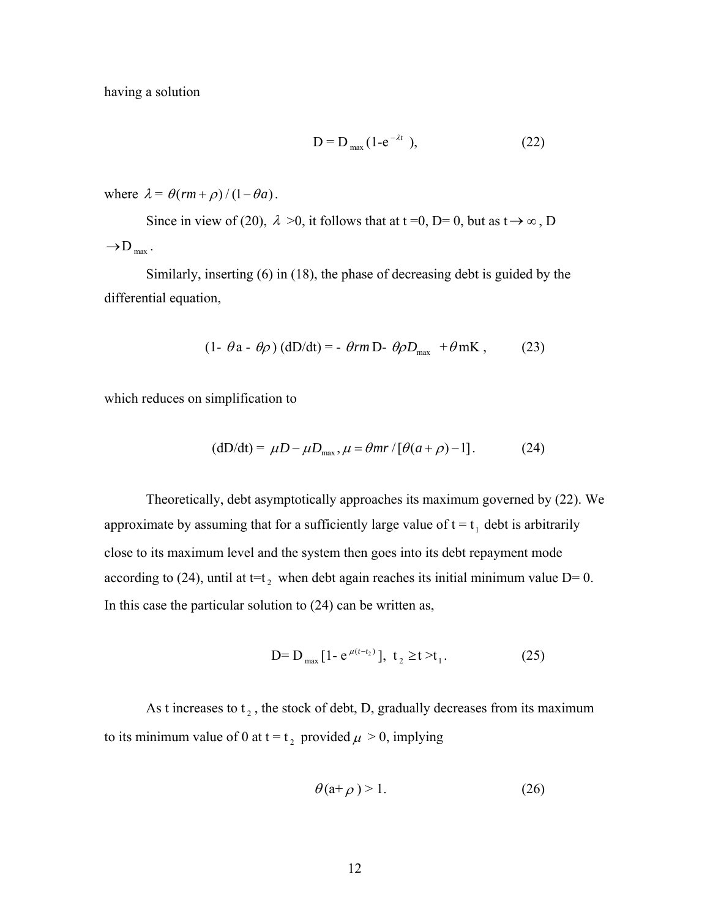having a solution

$$\text{D} = \text{D}_{\max}(1\text{-e}^{-\lambda t}), \tag{22}$$

where $\lambda = \theta(rm + \rho)/(1 - \theta a)$.

Since in view of (20), $\lambda$ >0, it follows that at t =0, D= 0, but as t$\rightarrow \infty$, D $\rightarrow$D$_{\max}$.

Similarly, inserting (6) in (18), the phase of decreasing debt is guided by the differential equation,

$$(1\text{- } \theta\text{a - } \theta\rho)\ (\text{dD/dt}) = \text{- } \theta rm\,\text{D- } \theta\rho D_{\max} \ + \theta\,\text{mK}\,, \tag{23}$$

which reduces on simplification to

$$(\text{dD/dt}) = \mu D - \mu D_{\max}, \mu = \theta mr/[\theta(a+\rho) - 1]. \tag{24}$$

Theoretically, debt asymptotically approaches its maximum governed by (22). We approximate by assuming that for a sufficiently large value of t = $t_1$ debt is arbitrarily close to its maximum level and the system then goes into its debt repayment mode according to (24), until at t=$t_2$ when debt again reaches its initial minimum value D= 0. In this case the particular solution to (24) can be written as,

$$\text{D}= \text{D}_{\max}[1\text{- e}^{\mu(t-t_2)}],\ \ t_2 \geq t > t_1. \tag{25}$$

As t increases to $t_2$, the stock of debt, D, gradually decreases from its maximum to its minimum value of 0 at t = $t_2$ provided $\mu$ > 0, implying

$$\theta(\text{a}+\rho) > 1. \tag{26}$$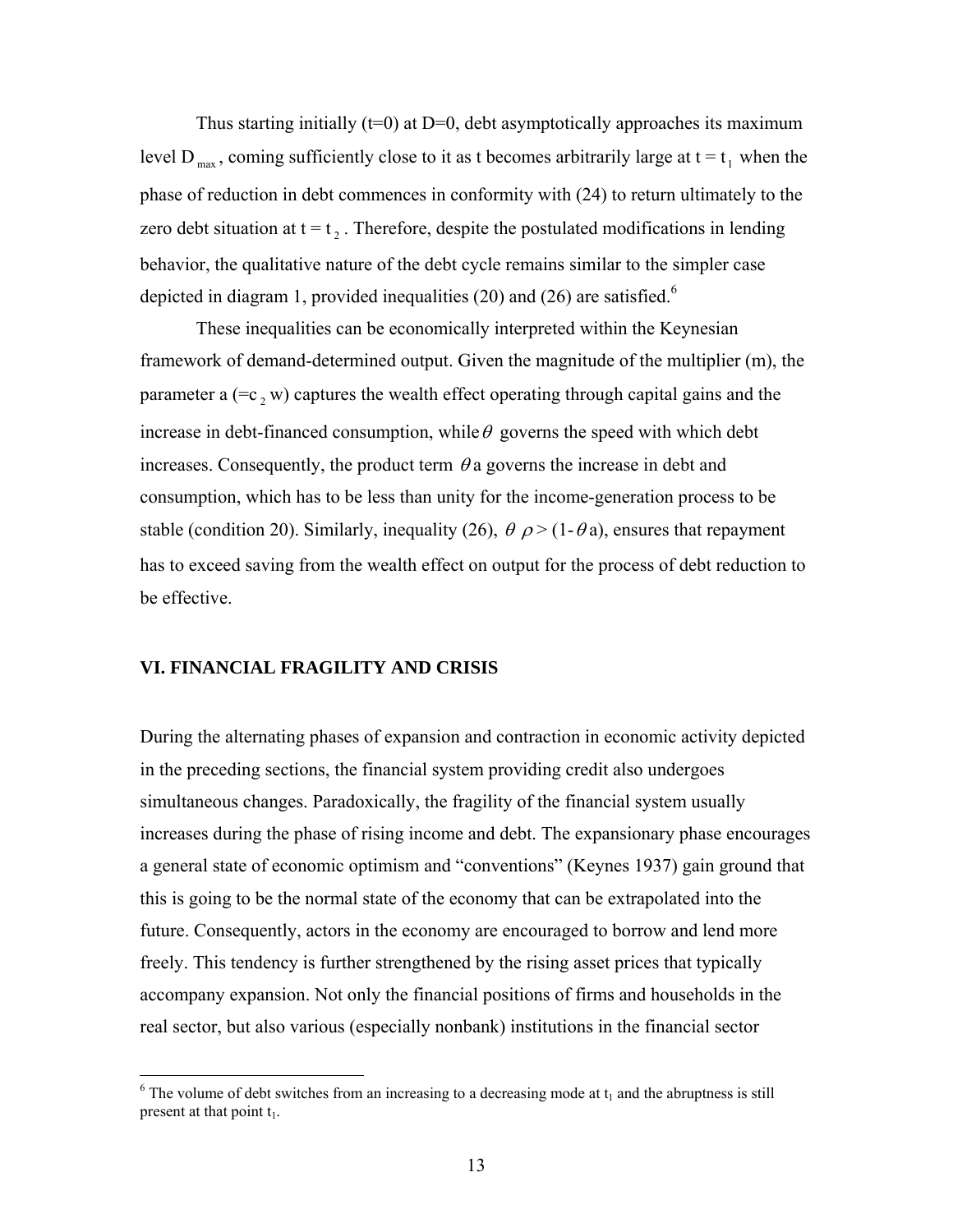Thus starting initially ($t=0$) at $D=0$, debt asymptotically approaches its maximum level $D_{max}$, coming sufficiently close to it as t becomes arbitrarily large at $t = t_1$ when the phase of reduction in debt commences in conformity with (24) to return ultimately to the zero debt situation at $t = t_2$. Therefore, despite the postulated modifications in lending behavior, the qualitative nature of the debt cycle remains similar to the simpler case depicted in diagram 1, provided inequalities (20) and (26) are satisfied.[6]

These inequalities can be economically interpreted within the Keynesian framework of demand-determined output. Given the magnitude of the multiplier (m), the parameter a ($=c_2$ w) captures the wealth effect operating through capital gains and the increase in debt-financed consumption, while $\theta$ governs the speed with which debt increases. Consequently, the product term $\theta$a governs the increase in debt and consumption, which has to be less than unity for the income-generation process to be stable (condition 20). Similarly, inequality (26), $\theta\,\rho > (1-\theta a)$, ensures that repayment has to exceed saving from the wealth effect on output for the process of debt reduction to be effective.

## VI. FINANCIAL FRAGILITY AND CRISIS

During the alternating phases of expansion and contraction in economic activity depicted in the preceding sections, the financial system providing credit also undergoes simultaneous changes. Paradoxically, the fragility of the financial system usually increases during the phase of rising income and debt. The expansionary phase encourages a general state of economic optimism and "conventions" (Keynes 1937) gain ground that this is going to be the normal state of the economy that can be extrapolated into the future. Consequently, actors in the economy are encouraged to borrow and lend more freely. This tendency is further strengthened by the rising asset prices that typically accompany expansion. Not only the financial positions of firms and households in the real sector, but also various (especially nonbank) institutions in the financial sector

[6] The volume of debt switches from an increasing to a decreasing mode at $t_1$ and the abruptness is still present at that point $t_1$.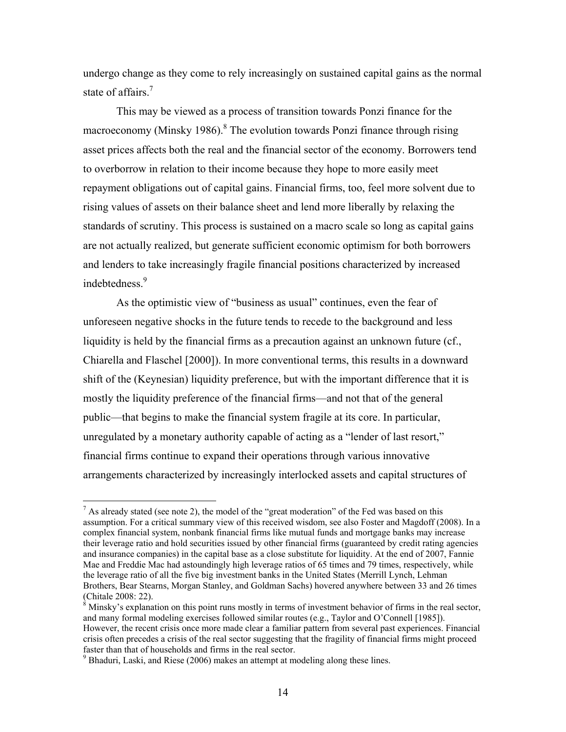undergo change as they come to rely increasingly on sustained capital gains as the normal state of affairs.[7]

This may be viewed as a process of transition towards Ponzi finance for the macroeconomy (Minsky 1986).[8] The evolution towards Ponzi finance through rising asset prices affects both the real and the financial sector of the economy. Borrowers tend to overborrow in relation to their income because they hope to more easily meet repayment obligations out of capital gains. Financial firms, too, feel more solvent due to rising values of assets on their balance sheet and lend more liberally by relaxing the standards of scrutiny. This process is sustained on a macro scale so long as capital gains are not actually realized, but generate sufficient economic optimism for both borrowers and lenders to take increasingly fragile financial positions characterized by increased indebtedness.[9]

As the optimistic view of "business as usual" continues, even the fear of unforeseen negative shocks in the future tends to recede to the background and less liquidity is held by the financial firms as a precaution against an unknown future (cf., Chiarella and Flaschel [2000]). In more conventional terms, this results in a downward shift of the (Keynesian) liquidity preference, but with the important difference that it is mostly the liquidity preference of the financial firms—and not that of the general public—that begins to make the financial system fragile at its core. In particular, unregulated by a monetary authority capable of acting as a "lender of last resort," financial firms continue to expand their operations through various innovative arrangements characterized by increasingly interlocked assets and capital structures of

[7] As already stated (see note 2), the model of the "great moderation" of the Fed was based on this assumption. For a critical summary view of this received wisdom, see also Foster and Magdoff (2008). In a complex financial system, nonbank financial firms like mutual funds and mortgage banks may increase their leverage ratio and hold securities issued by other financial firms (guaranteed by credit rating agencies and insurance companies) in the capital base as a close substitute for liquidity. At the end of 2007, Fannie Mae and Freddie Mac had astoundingly high leverage ratios of 65 times and 79 times, respectively, while the leverage ratio of all the five big investment banks in the United States (Merrill Lynch, Lehman Brothers, Bear Stearns, Morgan Stanley, and Goldman Sachs) hovered anywhere between 33 and 26 times (Chitale 2008: 22).

[8] Minsky's explanation on this point runs mostly in terms of investment behavior of firms in the real sector, and many formal modeling exercises followed similar routes (e.g., Taylor and O'Connell [1985]). However, the recent crisis once more made clear a familiar pattern from several past experiences. Financial crisis often precedes a crisis of the real sector suggesting that the fragility of financial firms might proceed faster than that of households and firms in the real sector.

[9] Bhaduri, Laski, and Riese (2006) makes an attempt at modeling along these lines.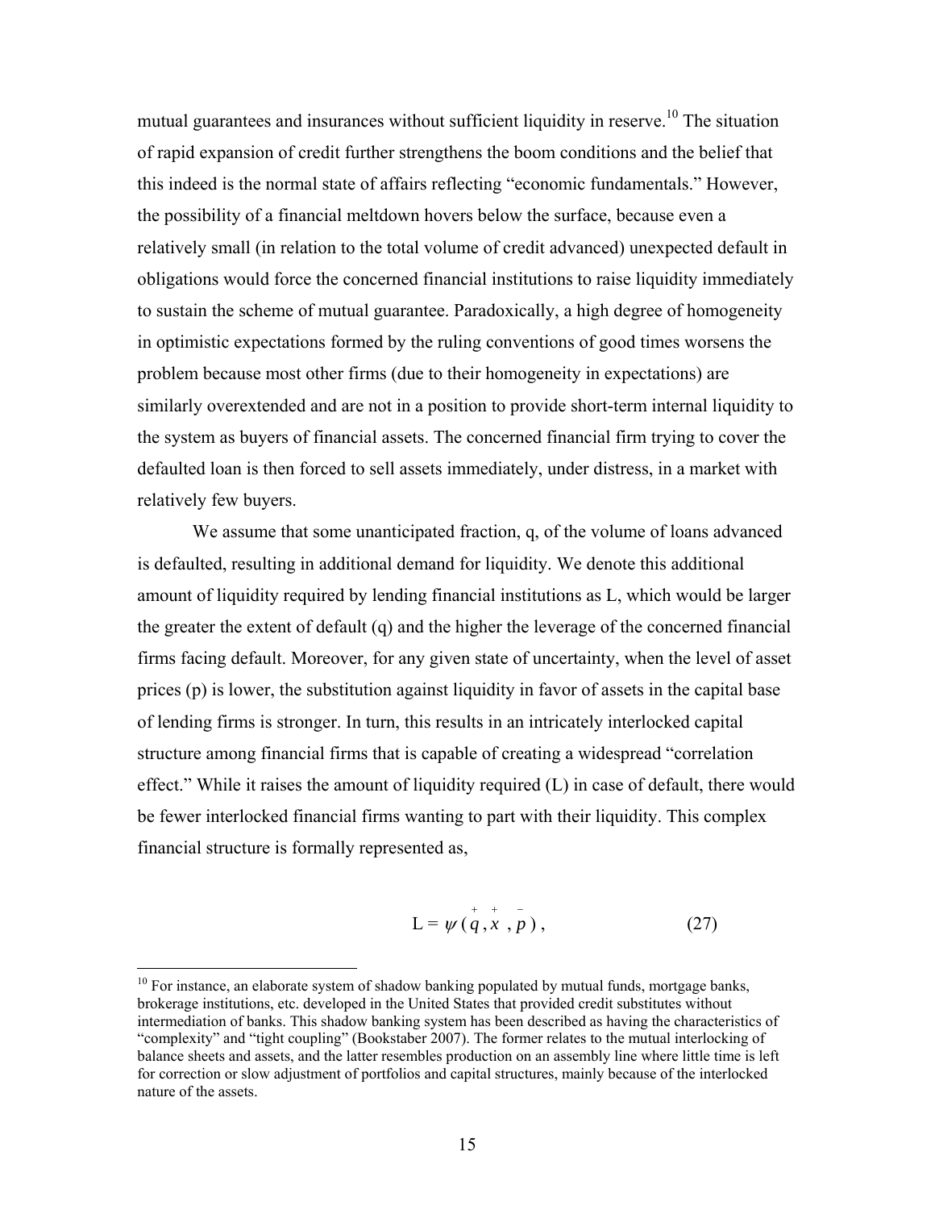mutual guarantees and insurances without sufficient liquidity in reserve.[10] The situation of rapid expansion of credit further strengthens the boom conditions and the belief that this indeed is the normal state of affairs reflecting "economic fundamentals." However, the possibility of a financial meltdown hovers below the surface, because even a relatively small (in relation to the total volume of credit advanced) unexpected default in obligations would force the concerned financial institutions to raise liquidity immediately to sustain the scheme of mutual guarantee. Paradoxically, a high degree of homogeneity in optimistic expectations formed by the ruling conventions of good times worsens the problem because most other firms (due to their homogeneity in expectations) are similarly overextended and are not in a position to provide short-term internal liquidity to the system as buyers of financial assets. The concerned financial firm trying to cover the defaulted loan is then forced to sell assets immediately, under distress, in a market with relatively few buyers.

We assume that some unanticipated fraction, q, of the volume of loans advanced is defaulted, resulting in additional demand for liquidity. We denote this additional amount of liquidity required by lending financial institutions as L, which would be larger the greater the extent of default (q) and the higher the leverage of the concerned financial firms facing default. Moreover, for any given state of uncertainty, when the level of asset prices (p) is lower, the substitution against liquidity in favor of assets in the capital base of lending firms is stronger. In turn, this results in an intricately interlocked capital structure among financial firms that is capable of creating a widespread "correlation effect." While it raises the amount of liquidity required (L) in case of default, there would be fewer interlocked financial firms wanting to part with their liquidity. This complex financial structure is formally represented as,

$$L = \psi(\overset{+}{q}, \overset{+}{x}, \overset{-}{p}), \tag{27}$$

[10] For instance, an elaborate system of shadow banking populated by mutual funds, mortgage banks, brokerage institutions, etc. developed in the United States that provided credit substitutes without intermediation of banks. This shadow banking system has been described as having the characteristics of "complexity" and "tight coupling" (Bookstaber 2007). The former relates to the mutual interlocking of balance sheets and assets, and the latter resembles production on an assembly line where little time is left for correction or slow adjustment of portfolios and capital structures, mainly because of the interlocked nature of the assets.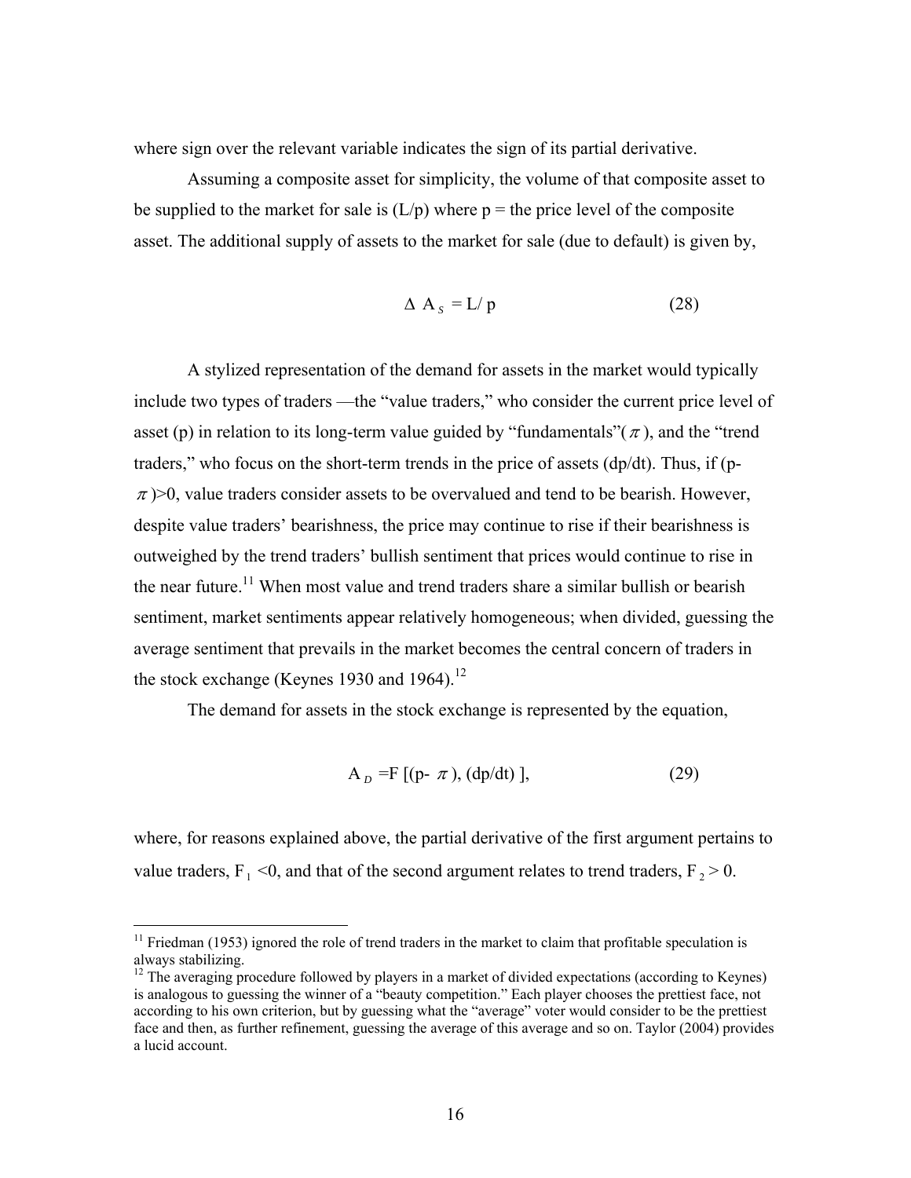where sign over the relevant variable indicates the sign of its partial derivative.

Assuming a composite asset for simplicity, the volume of that composite asset to be supplied to the market for sale is (L/p) where p = the price level of the composite asset. The additional supply of assets to the market for sale (due to default) is given by,

$$\Delta \; A_S = L/\,p \tag{28}$$

A stylized representation of the demand for assets in the market would typically include two types of traders —the "value traders," who consider the current price level of asset (p) in relation to its long-term value guided by "fundamentals"($\pi$), and the "trend traders," who focus on the short-term trends in the price of assets (dp/dt). Thus, if ($p-\pi$)>0, value traders consider assets to be overvalued and tend to be bearish. However, despite value traders' bearishness, the price may continue to rise if their bearishness is outweighed by the trend traders' bullish sentiment that prices would continue to rise in the near future.[11] When most value and trend traders share a similar bullish or bearish sentiment, market sentiments appear relatively homogeneous; when divided, guessing the average sentiment that prevails in the market becomes the central concern of traders in the stock exchange (Keynes 1930 and 1964).[12]

The demand for assets in the stock exchange is represented by the equation,

$$A_D = F\,[(p-\pi),\,(dp/dt)\,], \tag{29}$$

where, for reasons explained above, the partial derivative of the first argument pertains to value traders, $F_1 < 0$, and that of the second argument relates to trend traders, $F_2 > 0$.

---

[11] Friedman (1953) ignored the role of trend traders in the market to claim that profitable speculation is always stabilizing.

[12] The averaging procedure followed by players in a market of divided expectations (according to Keynes) is analogous to guessing the winner of a "beauty competition." Each player chooses the prettiest face, not according to his own criterion, but by guessing what the "average" voter would consider to be the prettiest face and then, as further refinement, guessing the average of this average and so on. Taylor (2004) provides a lucid account.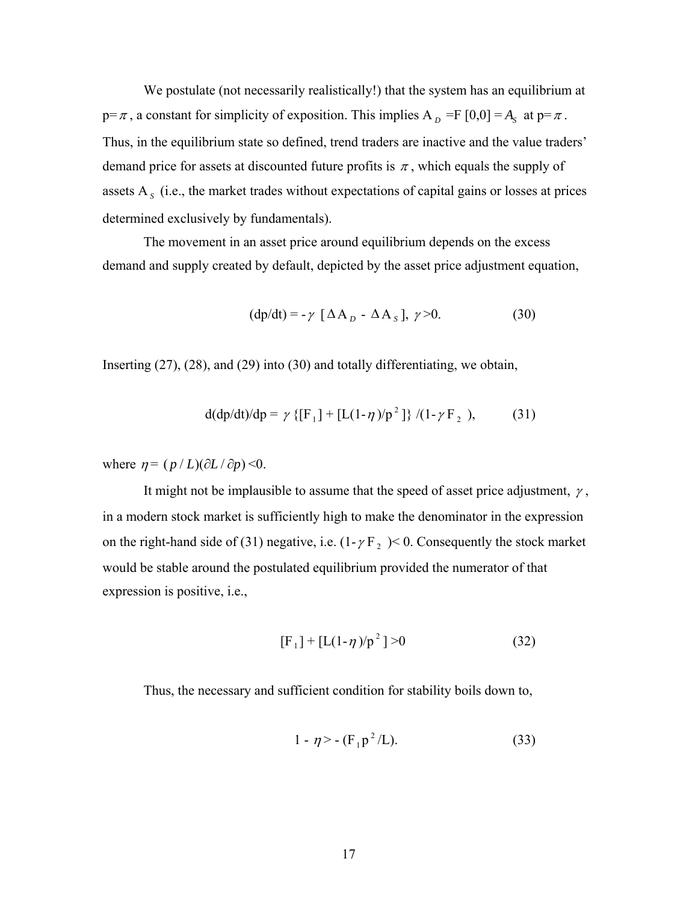We postulate (not necessarily realistically!) that the system has an equilibrium at p= $\pi$ , a constant for simplicity of exposition. This implies $A_D$ =F [0,0] = $A_S$ at p= $\pi$ . Thus, in the equilibrium state so defined, trend traders are inactive and the value traders' demand price for assets at discounted future profits is $\pi$ , which equals the supply of assets $A_S$ (i.e., the market trades without expectations of capital gains or losses at prices determined exclusively by fundamentals).

The movement in an asset price around equilibrium depends on the excess demand and supply created by default, depicted by the asset price adjustment equation,

$$(dp/dt) = -\gamma \ [\Delta A_D - \Delta A_S], \ \gamma > 0. \tag{30}$$

Inserting (27), (28), and (29) into (30) and totally differentiating, we obtain,

$$d(dp/dt)/dp = \gamma \{[F_1] + [L(1-\eta)/p^2]\} /(1-\gamma F_2), \tag{31}$$

where $\eta = (p/L)(\partial L/\partial p) < 0$.

It might not be implausible to assume that the speed of asset price adjustment, $\gamma$, in a modern stock market is sufficiently high to make the denominator in the expression on the right-hand side of (31) negative, i.e. $(1-\gamma F_2) < 0$. Consequently the stock market would be stable around the postulated equilibrium provided the numerator of that expression is positive, i.e.,

$$[F_1] + [L(1-\eta)/p^2] > 0 \tag{32}$$

Thus, the necessary and sufficient condition for stability boils down to,

$$1 - \eta > -(F_1 p^2/L). \tag{33}$$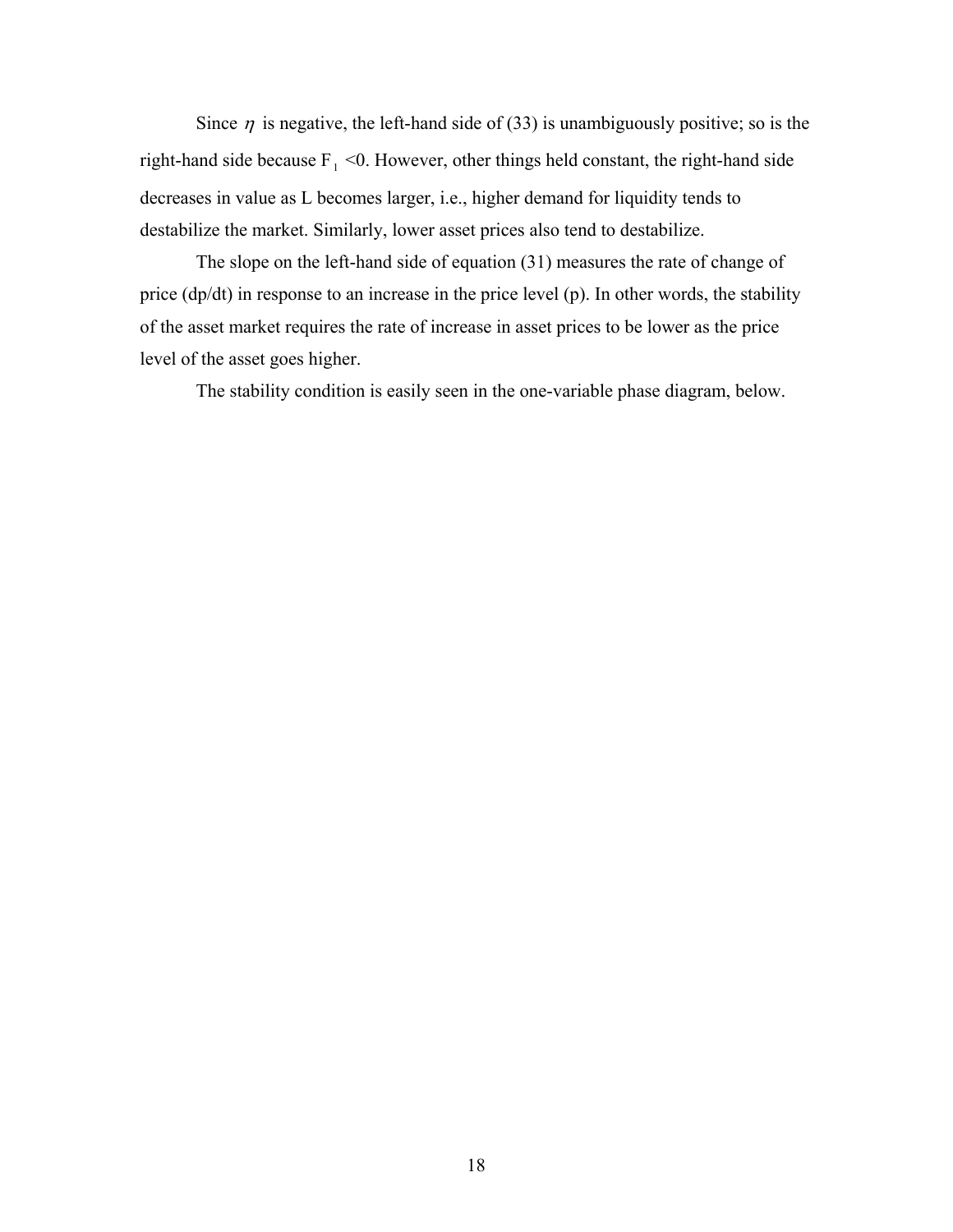Since $\eta$ is negative, the left-hand side of (33) is unambiguously positive; so is the right-hand side because $F_1 < 0$. However, other things held constant, the right-hand side decreases in value as L becomes larger, i.e., higher demand for liquidity tends to destabilize the market. Similarly, lower asset prices also tend to destabilize.

The slope on the left-hand side of equation (31) measures the rate of change of price (dp/dt) in response to an increase in the price level (p). In other words, the stability of the asset market requires the rate of increase in asset prices to be lower as the price level of the asset goes higher.

The stability condition is easily seen in the one-variable phase diagram, below.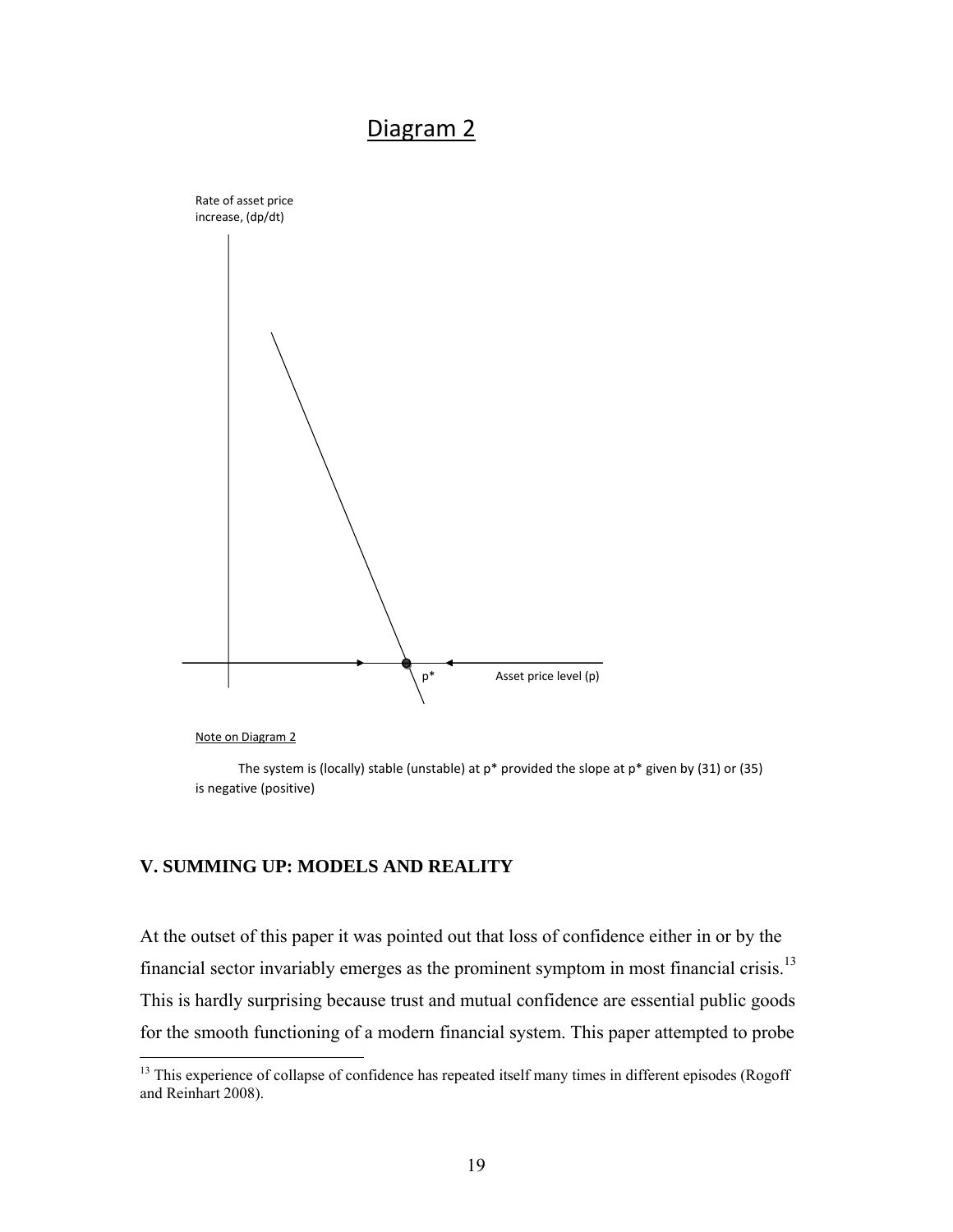## Diagram 2

Rate of asset price increase, (dp/dt)

$p^*$ Asset price level (p)

Note on Diagram 2

The system is (locally) stable (unstable) at $p^*$ provided the slope at $p^*$ given by (31) or (35) is negative (positive)

### V. SUMMING UP: MODELS AND REALITY

At the outset of this paper it was pointed out that loss of confidence either in or by the financial sector invariably emerges as the prominent symptom in most financial crisis.[13] This is hardly surprising because trust and mutual confidence are essential public goods for the smooth functioning of a modern financial system. This paper attempted to probe

[13] This experience of collapse of confidence has repeated itself many times in different episodes (Rogoff and Reinhart 2008).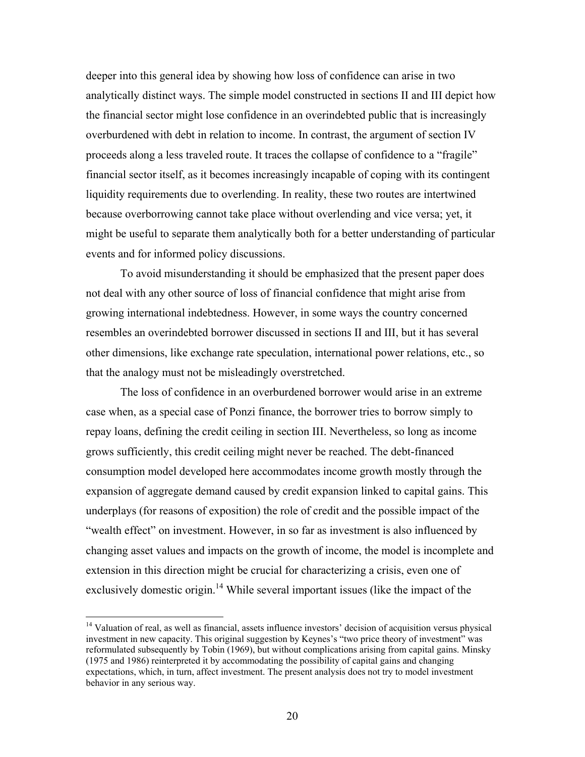deeper into this general idea by showing how loss of confidence can arise in two analytically distinct ways. The simple model constructed in sections II and III depict how the financial sector might lose confidence in an overindebted public that is increasingly overburdened with debt in relation to income. In contrast, the argument of section IV proceeds along a less traveled route. It traces the collapse of confidence to a "fragile" financial sector itself, as it becomes increasingly incapable of coping with its contingent liquidity requirements due to overlending. In reality, these two routes are intertwined because overborrowing cannot take place without overlending and vice versa; yet, it might be useful to separate them analytically both for a better understanding of particular events and for informed policy discussions.

To avoid misunderstanding it should be emphasized that the present paper does not deal with any other source of loss of financial confidence that might arise from growing international indebtedness. However, in some ways the country concerned resembles an overindebted borrower discussed in sections II and III, but it has several other dimensions, like exchange rate speculation, international power relations, etc., so that the analogy must not be misleadingly overstretched.

The loss of confidence in an overburdened borrower would arise in an extreme case when, as a special case of Ponzi finance, the borrower tries to borrow simply to repay loans, defining the credit ceiling in section III. Nevertheless, so long as income grows sufficiently, this credit ceiling might never be reached. The debt-financed consumption model developed here accommodates income growth mostly through the expansion of aggregate demand caused by credit expansion linked to capital gains. This underplays (for reasons of exposition) the role of credit and the possible impact of the "wealth effect" on investment. However, in so far as investment is also influenced by changing asset values and impacts on the growth of income, the model is incomplete and extension in this direction might be crucial for characterizing a crisis, even one of exclusively domestic origin.[14] While several important issues (like the impact of the

[14] Valuation of real, as well as financial, assets influence investors' decision of acquisition versus physical investment in new capacity. This original suggestion by Keynes's "two price theory of investment" was reformulated subsequently by Tobin (1969), but without complications arising from capital gains. Minsky (1975 and 1986) reinterpreted it by accommodating the possibility of capital gains and changing expectations, which, in turn, affect investment. The present analysis does not try to model investment behavior in any serious way.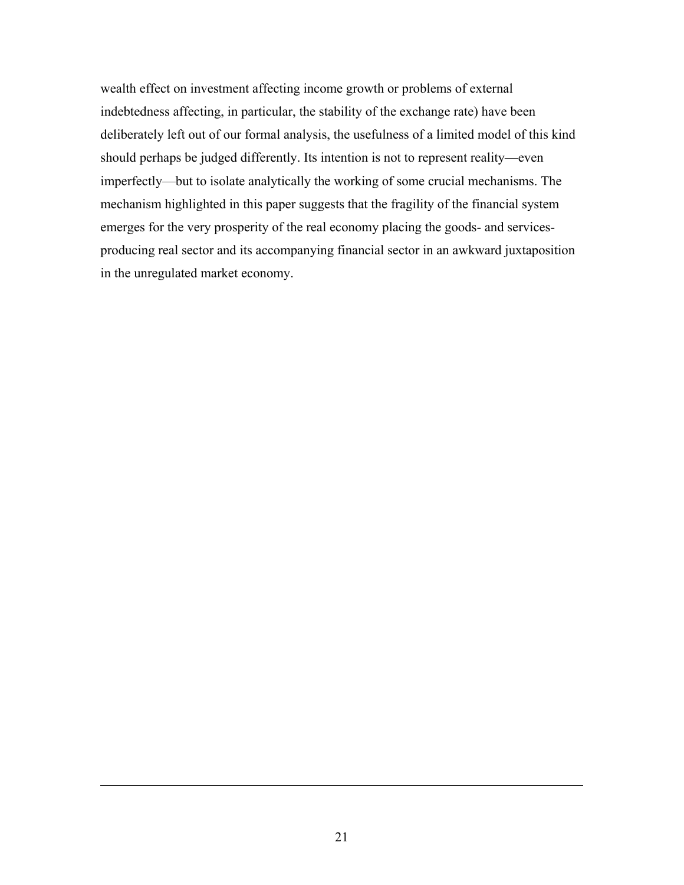wealth effect on investment affecting income growth or problems of external indebtedness affecting, in particular, the stability of the exchange rate) have been deliberately left out of our formal analysis, the usefulness of a limited model of this kind should perhaps be judged differently. Its intention is not to represent reality—even imperfectly—but to isolate analytically the working of some crucial mechanisms. The mechanism highlighted in this paper suggests that the fragility of the financial system emerges for the very prosperity of the real economy placing the goods- and services-producing real sector and its accompanying financial sector in an awkward juxtaposition in the unregulated market economy.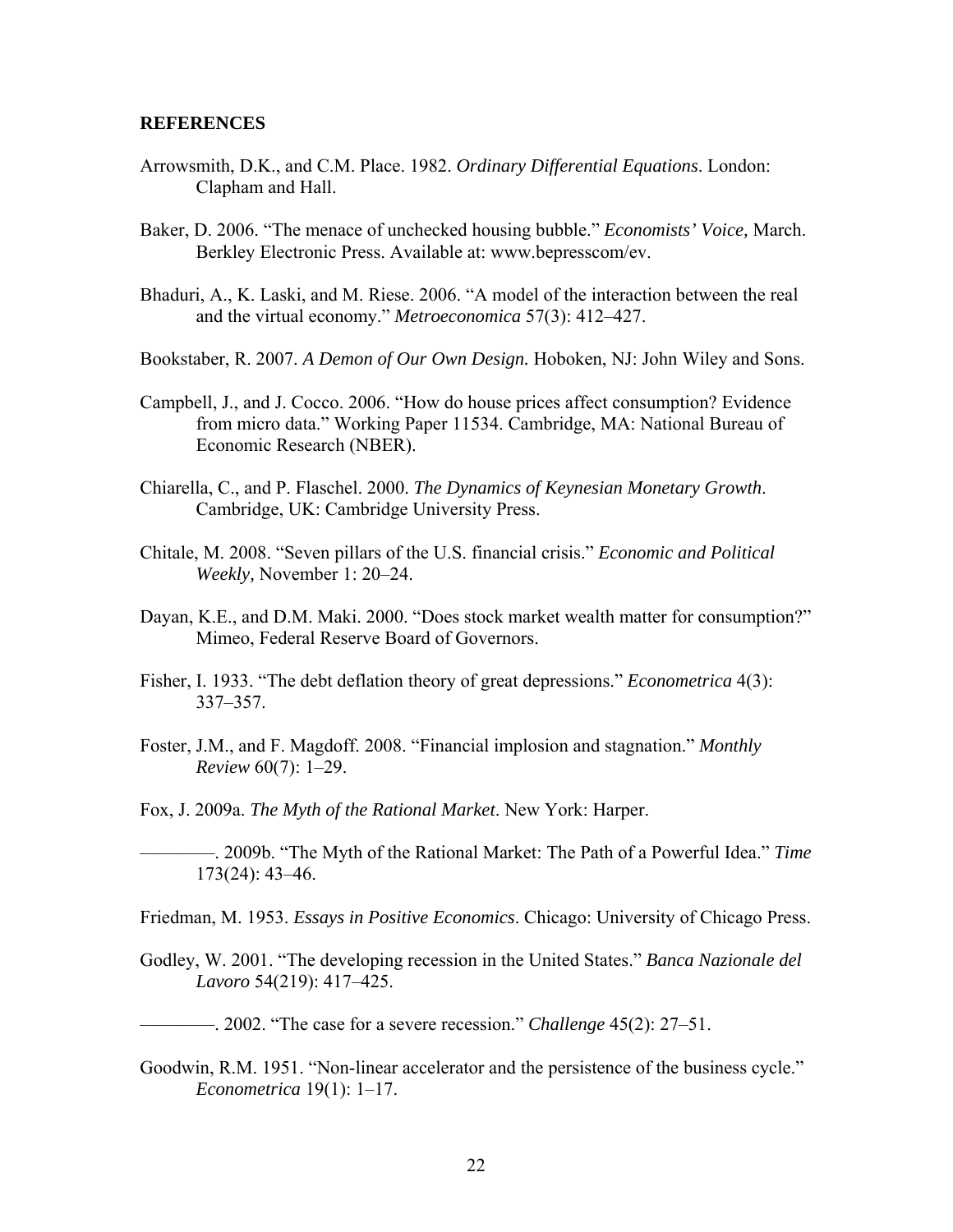## REFERENCES

Arrowsmith, D.K., and C.M. Place. 1982. *Ordinary Differential Equations*. London: Clapham and Hall.

Baker, D. 2006. "The menace of unchecked housing bubble." *Economists' Voice,* March. Berkley Electronic Press. Available at: www.bepresscom/ev.

Bhaduri, A., K. Laski, and M. Riese. 2006. "A model of the interaction between the real and the virtual economy." *Metroeconomica* 57(3): 412–427.

Bookstaber, R. 2007. *A Demon of Our Own Design.* Hoboken, NJ: John Wiley and Sons.

Campbell, J., and J. Cocco. 2006. "How do house prices affect consumption? Evidence from micro data." Working Paper 11534. Cambridge, MA: National Bureau of Economic Research (NBER).

Chiarella, C., and P. Flaschel. 2000. *The Dynamics of Keynesian Monetary Growth*. Cambridge, UK: Cambridge University Press.

Chitale, M. 2008. "Seven pillars of the U.S. financial crisis." *Economic and Political Weekly,* November 1: 20–24.

Dayan, K.E., and D.M. Maki. 2000. "Does stock market wealth matter for consumption?" Mimeo, Federal Reserve Board of Governors.

Fisher, I. 1933. "The debt deflation theory of great depressions." *Econometrica* 4(3): 337–357.

Foster, J.M., and F. Magdoff. 2008. "Financial implosion and stagnation." *Monthly Review* 60(7): 1–29.

Fox, J. 2009a. *The Myth of the Rational Market*. New York: Harper.

————. 2009b. "The Myth of the Rational Market: The Path of a Powerful Idea." *Time* 173(24): 43–46.

Friedman, M. 1953. *Essays in Positive Economics*. Chicago: University of Chicago Press.

Godley, W. 2001. "The developing recession in the United States." *Banca Nazionale del Lavoro* 54(219): 417–425.

————. 2002. "The case for a severe recession." *Challenge* 45(2): 27–51.

Goodwin, R.M. 1951. "Non-linear accelerator and the persistence of the business cycle." *Econometrica* 19(1): 1–17.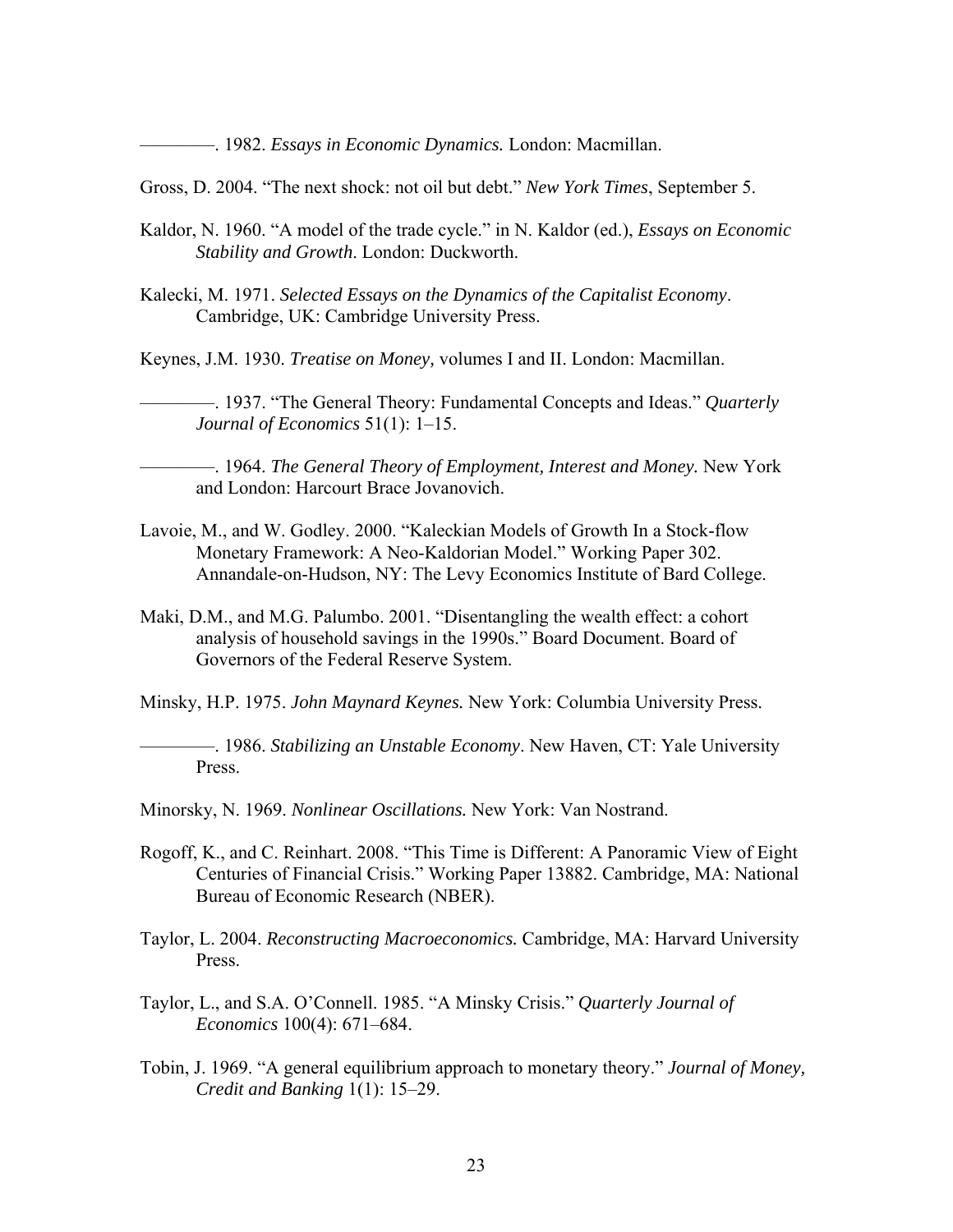————. 1982. *Essays in Economic Dynamics.* London: Macmillan.

Gross, D. 2004. "The next shock: not oil but debt." *New York Times*, September 5.

Kaldor, N. 1960. "A model of the trade cycle." in N. Kaldor (ed.), *Essays on Economic Stability and Growth*. London: Duckworth.

Kalecki, M. 1971. *Selected Essays on the Dynamics of the Capitalist Economy*. Cambridge, UK: Cambridge University Press.

Keynes, J.M. 1930. *Treatise on Money,* volumes I and II. London: Macmillan.

————. 1937. "The General Theory: Fundamental Concepts and Ideas." *Quarterly Journal of Economics* 51(1): 1–15.

————. 1964. *The General Theory of Employment, Interest and Money.* New York and London: Harcourt Brace Jovanovich.

Lavoie, M., and W. Godley. 2000. "Kaleckian Models of Growth In a Stock-flow Monetary Framework: A Neo-Kaldorian Model." Working Paper 302. Annandale-on-Hudson, NY: The Levy Economics Institute of Bard College.

Maki, D.M., and M.G. Palumbo. 2001. "Disentangling the wealth effect: a cohort analysis of household savings in the 1990s." Board Document. Board of Governors of the Federal Reserve System.

Minsky, H.P. 1975. *John Maynard Keynes.* New York: Columbia University Press.

————. 1986. *Stabilizing an Unstable Economy*. New Haven, CT: Yale University Press.

Minorsky, N. 1969. *Nonlinear Oscillations.* New York: Van Nostrand.

Rogoff, K., and C. Reinhart. 2008. "This Time is Different: A Panoramic View of Eight Centuries of Financial Crisis." Working Paper 13882. Cambridge, MA: National Bureau of Economic Research (NBER).

Taylor, L. 2004. *Reconstructing Macroeconomics.* Cambridge, MA: Harvard University Press.

Taylor, L., and S.A. O'Connell. 1985. "A Minsky Crisis." *Quarterly Journal of Economics* 100(4): 671–684.

Tobin, J. 1969. "A general equilibrium approach to monetary theory." *Journal of Money, Credit and Banking* 1(1): 15–29.